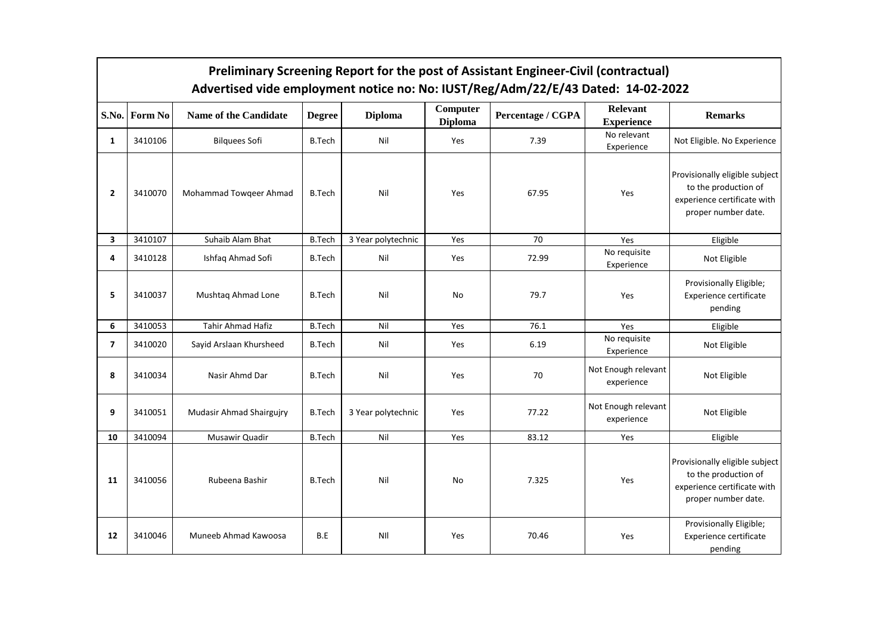# Preliminary Screening Report for the post of Assistant Engineer-Civil (contractual)
## Advertised vide employment notice no: No: IUST/Reg/Adm/22/E/43 Dated: 14-02-2022

| S.No. | Form No | Name of the Candidate | Degree | Diploma | Computer Diploma | Percentage / CGPA | Relevant Experience | Remarks |
|---|---|---|---|---|---|---|---|---|
| 1 | 3410106 | Bilquees Sofi | B.Tech | Nil | Yes | 7.39 | No relevant Experience | Not Eligible. No Experience |
| 2 | 3410070 | Mohammad Towqeer Ahmad | B.Tech | Nil | Yes | 67.95 | Yes | Provisionally eligible subject to the production of experience certificate with proper number date. |
| 3 | 3410107 | Suhaib Alam Bhat | B.Tech | 3 Year polytechnic | Yes | 70 | Yes | Eligible |
| 4 | 3410128 | Ishfaq Ahmad Sofi | B.Tech | Nil | Yes | 72.99 | No requisite Experience | Not Eligible |
| 5 | 3410037 | Mushtaq Ahmad Lone | B.Tech | Nil | No | 79.7 | Yes | Provisionally Eligible; Experience certificate pending |
| 6 | 3410053 | Tahir Ahmad Hafiz | B.Tech | Nil | Yes | 76.1 | Yes | Eligible |
| 7 | 3410020 | Sayid Arslaan Khursheed | B.Tech | Nil | Yes | 6.19 | No requisite Experience | Not Eligible |
| 8 | 3410034 | Nasir Ahmd Dar | B.Tech | Nil | Yes | 70 | Not Enough relevant experience | Not Eligible |
| 9 | 3410051 | Mudasir Ahmad Shairgujry | B.Tech | 3 Year polytechnic | Yes | 77.22 | Not Enough relevant experience | Not Eligible |
| 10 | 3410094 | Musawir Quadir | B.Tech | Nil | Yes | 83.12 | Yes | Eligible |
| 11 | 3410056 | Rubeena Bashir | B.Tech | Nil | No | 7.325 | Yes | Provisionally eligible subject to the production of experience certificate with proper number date. |
| 12 | 3410046 | Muneeb Ahmad Kawoosa | B.E | NIl | Yes | 70.46 | Yes | Provisionally Eligible; Experience certificate pending |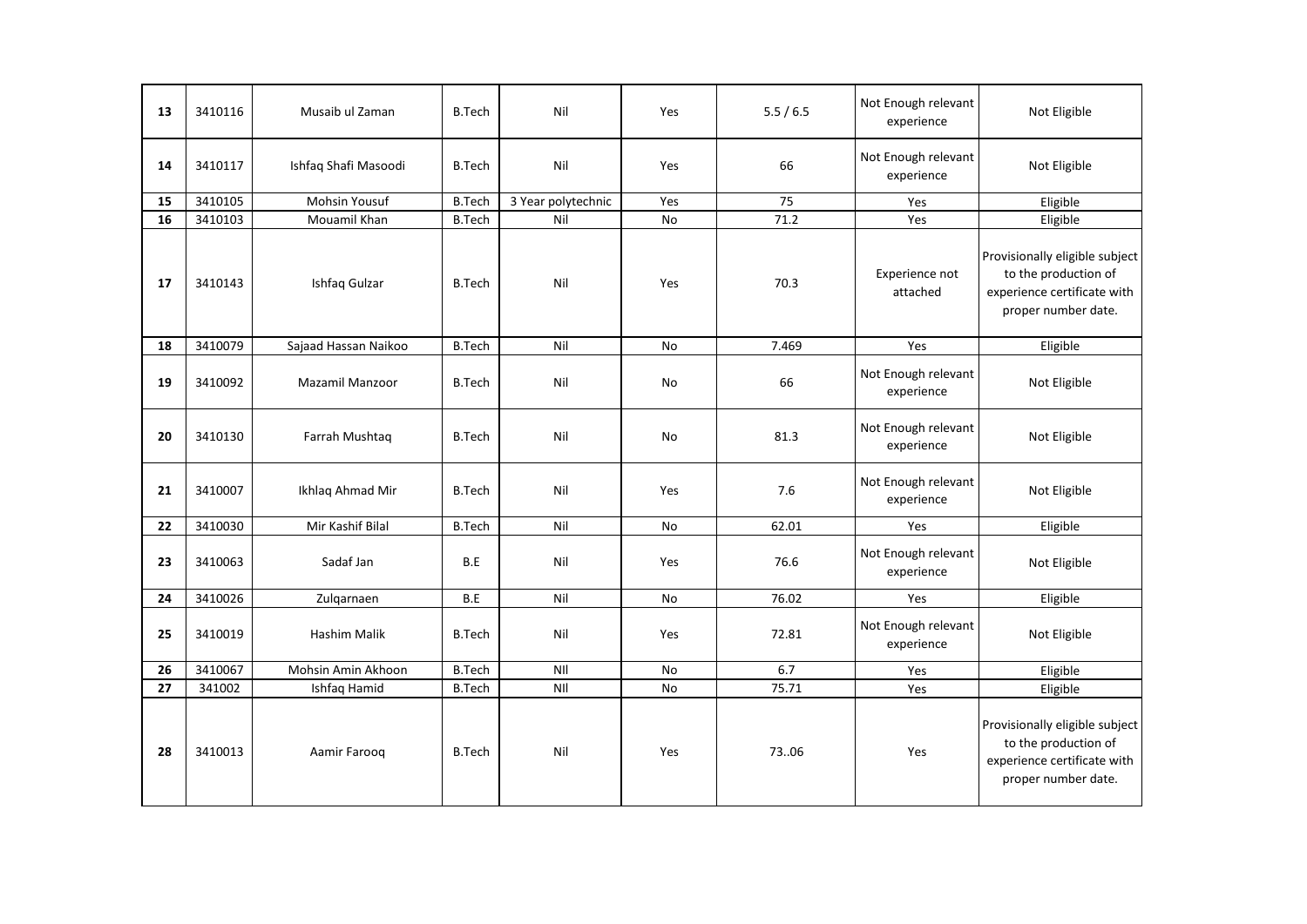| 13 | 3410116 | Musaib ul Zaman | B.Tech | Nil | Yes | 5.5 / 6.5 | Not Enough relevant experience | Not Eligible |
|---|---|---|---|---|---|---|---|---|
| 14 | 3410117 | Ishfaq Shafi Masoodi | B.Tech | Nil | Yes | 66 | Not Enough relevant experience | Not Eligible |
| 15 | 3410105 | Mohsin Yousuf | B.Tech | 3 Year polytechnic | Yes | 75 | Yes | Eligible |
| 16 | 3410103 | Mouamil Khan | B.Tech | Nil | No | 71.2 | Yes | Eligible |
| 17 | 3410143 | Ishfaq Gulzar | B.Tech | Nil | Yes | 70.3 | Experience not attached | Provisionally eligible subject to the production of experience certificate with proper number date. |
| 18 | 3410079 | Sajaad Hassan Naikoo | B.Tech | Nil | No | 7.469 | Yes | Eligible |
| 19 | 3410092 | Mazamil Manzoor | B.Tech | Nil | No | 66 | Not Enough relevant experience | Not Eligible |
| 20 | 3410130 | Farrah Mushtaq | B.Tech | Nil | No | 81.3 | Not Enough relevant experience | Not Eligible |
| 21 | 3410007 | Ikhlaq Ahmad Mir | B.Tech | Nil | Yes | 7.6 | Not Enough relevant experience | Not Eligible |
| 22 | 3410030 | Mir Kashif Bilal | B.Tech | Nil | No | 62.01 | Yes | Eligible |
| 23 | 3410063 | Sadaf Jan | B.E | Nil | Yes | 76.6 | Not Enough relevant experience | Not Eligible |
| 24 | 3410026 | Zulqarnaen | B.E | Nil | No | 76.02 | Yes | Eligible |
| 25 | 3410019 | Hashim Malik | B.Tech | Nil | Yes | 72.81 | Not Enough relevant experience | Not Eligible |
| 26 | 3410067 | Mohsin Amin Akhoon | B.Tech | NIl | No | 6.7 | Yes | Eligible |
| 27 | 341002 | Ishfaq Hamid | B.Tech | NIl | No | 75.71 | Yes | Eligible |
| 28 | 3410013 | Aamir Farooq | B.Tech | Nil | Yes | 73..06 | Yes | Provisionally eligible subject to the production of experience certificate with proper number date. |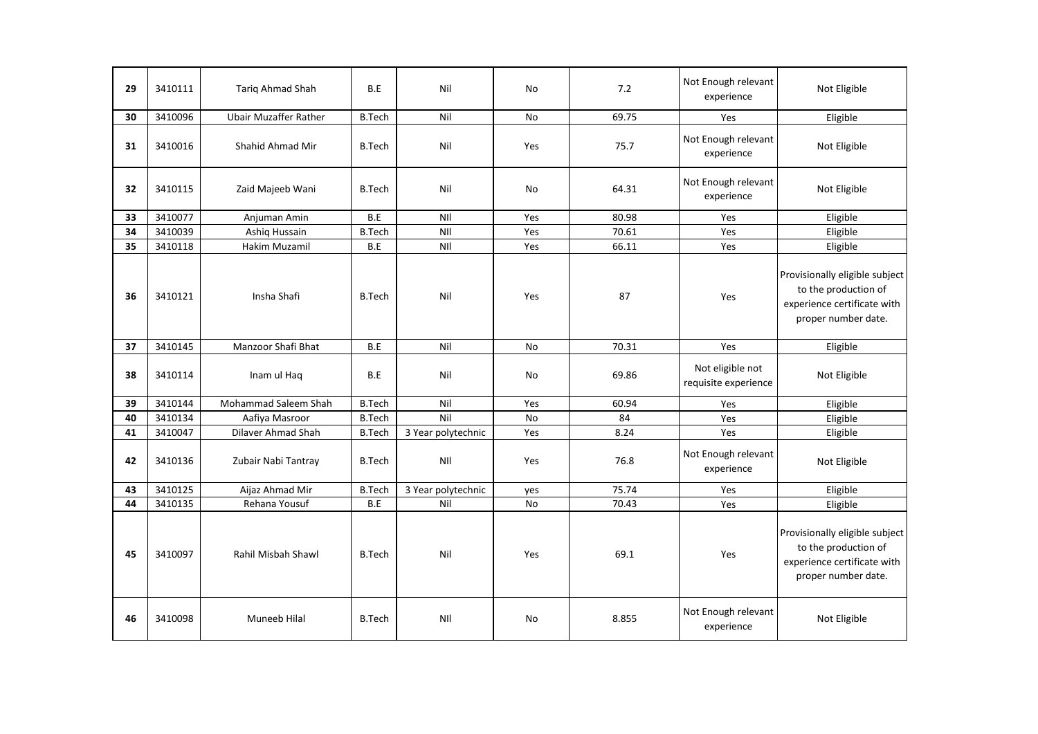| 29 | 3410111 | Tariq Ahmad Shah | B.E | Nil | No | 7.2 | Not Enough relevant experience | Not Eligible |
|---|---|---|---|---|---|---|---|---|
| 30 | 3410096 | Ubair Muzaffer Rather | B.Tech | Nil | No | 69.75 | Yes | Eligible |
| 31 | 3410016 | Shahid Ahmad Mir | B.Tech | Nil | Yes | 75.7 | Not Enough relevant experience | Not Eligible |
| 32 | 3410115 | Zaid Majeeb Wani | B.Tech | Nil | No | 64.31 | Not Enough relevant experience | Not Eligible |
| 33 | 3410077 | Anjuman Amin | B.E | NIl | Yes | 80.98 | Yes | Eligible |
| 34 | 3410039 | Ashiq Hussain | B.Tech | NIl | Yes | 70.61 | Yes | Eligible |
| 35 | 3410118 | Hakim Muzamil | B.E | NIl | Yes | 66.11 | Yes | Eligible |
| 36 | 3410121 | Insha Shafi | B.Tech | Nil | Yes | 87 | Yes | Provisionally eligible subject to the production of experience certificate with proper number date. |
| 37 | 3410145 | Manzoor Shafi Bhat | B.E | Nil | No | 70.31 | Yes | Eligible |
| 38 | 3410114 | Inam ul Haq | B.E | Nil | No | 69.86 | Not eligible not requisite experience | Not Eligible |
| 39 | 3410144 | Mohammad Saleem Shah | B.Tech | Nil | Yes | 60.94 | Yes | Eligible |
| 40 | 3410134 | Aafiya Masroor | B.Tech | Nil | No | 84 | Yes | Eligible |
| 41 | 3410047 | Dilaver Ahmad Shah | B.Tech | 3 Year polytechnic | Yes | 8.24 | Yes | Eligible |
| 42 | 3410136 | Zubair Nabi Tantray | B.Tech | NIl | Yes | 76.8 | Not Enough relevant experience | Not Eligible |
| 43 | 3410125 | Aijaz Ahmad Mir | B.Tech | 3 Year polytechnic | yes | 75.74 | Yes | Eligible |
| 44 | 3410135 | Rehana Yousuf | B.E | Nil | No | 70.43 | Yes | Eligible |
| 45 | 3410097 | Rahil Misbah Shawl | B.Tech | Nil | Yes | 69.1 | Yes | Provisionally eligible subject to the production of experience certificate with proper number date. |
| 46 | 3410098 | Muneeb Hilal | B.Tech | NIl | No | 8.855 | Not Enough relevant experience | Not Eligible |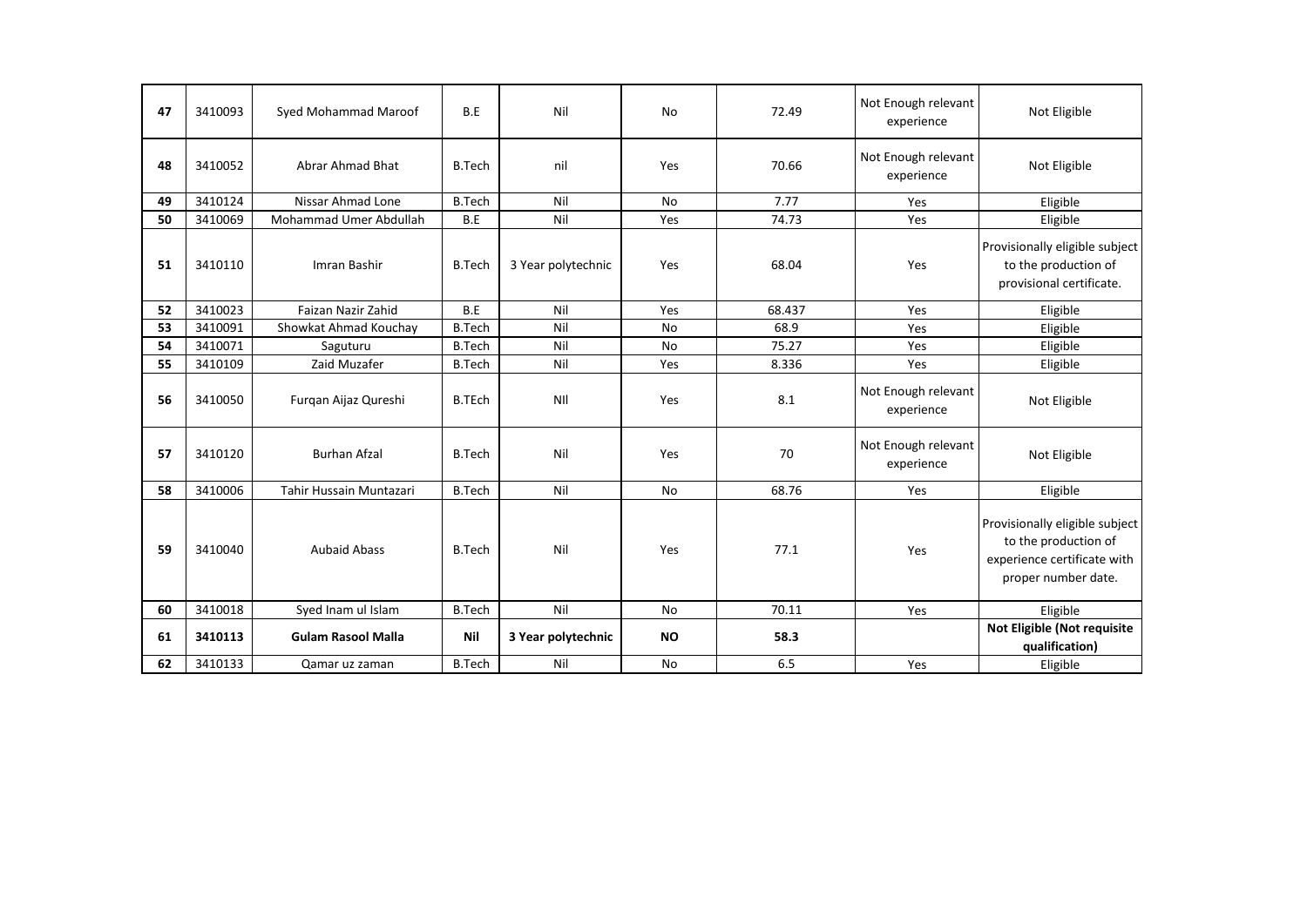| | | | | | | | | |
|---|---|---|---|---|---|---|---|---|
| **47** | 3410093 | Syed Mohammad Maroof | B.E | Nil | No | 72.49 | Not Enough relevant experience | Not Eligible |
| **48** | 3410052 | Abrar Ahmad Bhat | B.Tech | nil | Yes | 70.66 | Not Enough relevant experience | Not Eligible |
| **49** | 3410124 | Nissar Ahmad Lone | B.Tech | Nil | No | 7.77 | Yes | Eligible |
| **50** | 3410069 | Mohammad Umer Abdullah | B.E | Nil | Yes | 74.73 | Yes | Eligible |
| **51** | 3410110 | Imran Bashir | B.Tech | 3 Year polytechnic | Yes | 68.04 | Yes | Provisionally eligible subject to the production of provisional certificate. |
| **52** | 3410023 | Faizan Nazir Zahid | B.E | Nil | Yes | 68.437 | Yes | Eligible |
| **53** | 3410091 | Showkat Ahmad Kouchay | B.Tech | Nil | No | 68.9 | Yes | Eligible |
| **54** | 3410071 | Saguturu | B.Tech | Nil | No | 75.27 | Yes | Eligible |
| **55** | 3410109 | Zaid Muzafer | B.Tech | Nil | Yes | 8.336 | Yes | Eligible |
| **56** | 3410050 | Furqan Aijaz Qureshi | B.TEch | NIl | Yes | 8.1 | Not Enough relevant experience | Not Eligible |
| **57** | 3410120 | Burhan Afzal | B.Tech | Nil | Yes | 70 | Not Enough relevant experience | Not Eligible |
| **58** | 3410006 | Tahir Hussain Muntazari | B.Tech | Nil | No | 68.76 | Yes | Eligible |
| **59** | 3410040 | Aubaid Abass | B.Tech | Nil | Yes | 77.1 | Yes | Provisionally eligible subject to the production of experience certificate with proper number date. |
| **60** | 3410018 | Syed Inam ul Islam | B.Tech | Nil | No | 70.11 | Yes | Eligible |
| **61** | **3410113** | **Gulam Rasool Malla** | **Nil** | **3 Year polytechnic** | **NO** | **58.3** | | **Not Eligible (Not requisite qualification)** |
| **62** | 3410133 | Qamar uz zaman | B.Tech | Nil | No | 6.5 | Yes | Eligible |